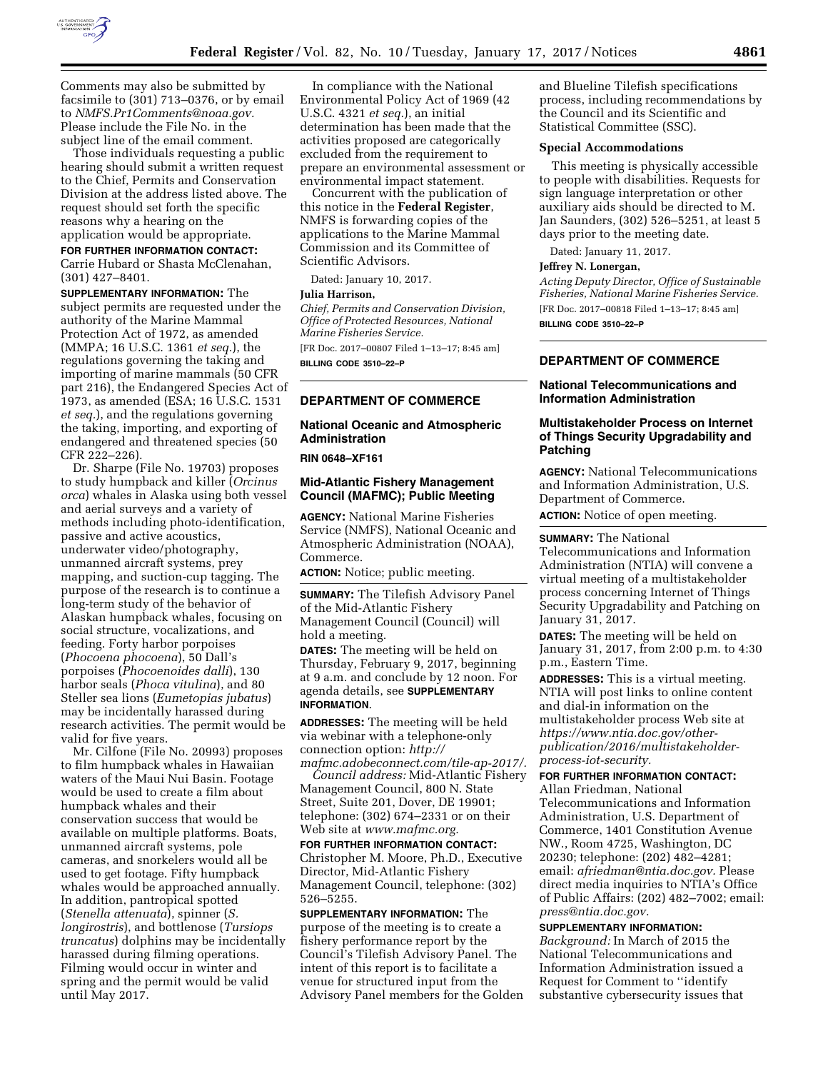Comments may also be submitted by facsimile to (301) 713–0376, or by email to *NMFS.Pr1Comments@noaa.gov.* Please include the File No. in the subject line of the email comment.

Those individuals requesting a public hearing should submit a written request to the Chief, Permits and Conservation Division at the address listed above. The request should set forth the specific reasons why a hearing on the application would be appropriate.

**FOR FURTHER INFORMATION CONTACT:** Carrie Hubard or Shasta McClenahan, (301) 427–8401.

**SUPPLEMENTARY INFORMATION:** The subject permits are requested under the authority of the Marine Mammal Protection Act of 1972, as amended (MMPA; 16 U.S.C. 1361 *et seq.*), the regulations governing the taking and importing of marine mammals (50 CFR part 216), the Endangered Species Act of 1973, as amended (ESA; 16 U.S.C. 1531 *et seq.*), and the regulations governing the taking, importing, and exporting of endangered and threatened species (50 CFR 222–226).

Dr. Sharpe (File No. 19703) proposes to study humpback and killer (*Orcinus orca*) whales in Alaska using both vessel and aerial surveys and a variety of methods including photo-identification, passive and active acoustics, underwater video/photography, unmanned aircraft systems, prey mapping, and suction-cup tagging. The purpose of the research is to continue a long-term study of the behavior of Alaskan humpback whales, focusing on social structure, vocalizations, and feeding. Forty harbor porpoises (*Phocoena phocoena*), 50 Dall's porpoises (*Phocoenoides dalli*), 130 harbor seals (*Phoca vitulina*), and 80 Steller sea lions (*Eumetopias jubatus*) may be incidentally harassed during research activities. The permit would be valid for five years.

Mr. Cilfone (File No. 20993) proposes to film humpback whales in Hawaiian waters of the Maui Nui Basin. Footage would be used to create a film about humpback whales and their conservation success that would be available on multiple platforms. Boats, unmanned aircraft systems, pole cameras, and snorkelers would all be used to get footage. Fifty humpback whales would be approached annually. In addition, pantropical spotted (*Stenella attenuata*), spinner (*S. longirostris*), and bottlenose (*Tursiops truncatus*) dolphins may be incidentally harassed during filming operations. Filming would occur in winter and spring and the permit would be valid until May 2017.

In compliance with the National Environmental Policy Act of 1969 (42 U.S.C. 4321 *et seq.*), an initial determination has been made that the activities proposed are categorically excluded from the requirement to prepare an environmental assessment or environmental impact statement.

Concurrent with the publication of this notice in the **Federal Register**, NMFS is forwarding copies of the applications to the Marine Mammal Commission and its Committee of Scientific Advisors.

Dated: January 10, 2017.

**Julia Harrison,**

*Chief, Permits and Conservation Division, Office of Protected Resources, National Marine Fisheries Service.*

[FR Doc. 2017–00807 Filed 1–13–17; 8:45 am]

**BILLING CODE 3510–22–P**

## DEPARTMENT OF COMMERCE

### National Oceanic and Atmospheric Administration

**RIN 0648–XF161**

### Mid-Atlantic Fishery Management Council (MAFMC); Public Meeting

**AGENCY:** National Marine Fisheries Service (NMFS), National Oceanic and Atmospheric Administration (NOAA), Commerce.

**ACTION:** Notice; public meeting.

**SUMMARY:** The Tilefish Advisory Panel of the Mid-Atlantic Fishery Management Council (Council) will hold a meeting.

**DATES:** The meeting will be held on Thursday, February 9, 2017, beginning at 9 a.m. and conclude by 12 noon. For agenda details, see **SUPPLEMENTARY INFORMATION**.

**ADDRESSES:** The meeting will be held via webinar with a telephone-only connection option: *http://mafmc.adobeconnect.com/tile-ap-2017/.*

*Council address:* Mid-Atlantic Fishery Management Council, 800 N. State Street, Suite 201, Dover, DE 19901; telephone: (302) 674–2331 or on their Web site at *www.mafmc.org.*

**FOR FURTHER INFORMATION CONTACT:** Christopher M. Moore, Ph.D., Executive Director, Mid-Atlantic Fishery Management Council, telephone: (302) 526–5255.

**SUPPLEMENTARY INFORMATION:** The purpose of the meeting is to create a fishery performance report by the Council's Tilefish Advisory Panel. The intent of this report is to facilitate a venue for structured input from the Advisory Panel members for the Golden and Blueline Tilefish specifications process, including recommendations by the Council and its Scientific and Statistical Committee (SSC).

#### Special Accommodations

This meeting is physically accessible to people with disabilities. Requests for sign language interpretation or other auxiliary aids should be directed to M. Jan Saunders, (302) 526–5251, at least 5 days prior to the meeting date.

Dated: January 11, 2017.

**Jeffrey N. Lonergan,**

*Acting Deputy Director, Office of Sustainable Fisheries, National Marine Fisheries Service.*

[FR Doc. 2017–00818 Filed 1–13–17; 8:45 am]

**BILLING CODE 3510–22–P**

## DEPARTMENT OF COMMERCE

### National Telecommunications and Information Administration

### Multistakeholder Process on Internet of Things Security Upgradability and Patching

**AGENCY:** National Telecommunications and Information Administration, U.S. Department of Commerce.

**ACTION:** Notice of open meeting.

**SUMMARY:** The National Telecommunications and Information Administration (NTIA) will convene a virtual meeting of a multistakeholder process concerning Internet of Things Security Upgradability and Patching on January 31, 2017.

**DATES:** The meeting will be held on January 31, 2017, from 2:00 p.m. to 4:30 p.m., Eastern Time.

**ADDRESSES:** This is a virtual meeting. NTIA will post links to online content and dial-in information on the multistakeholder process Web site at *https://www.ntia.doc.gov/other-publication/2016/multistakeholder-process-iot-security.*

**FOR FURTHER INFORMATION CONTACT:** Allan Friedman, National Telecommunications and Information Administration, U.S. Department of Commerce, 1401 Constitution Avenue NW., Room 4725, Washington, DC 20230; telephone: (202) 482–4281; email: *afriedman@ntia.doc.gov.* Please direct media inquiries to NTIA's Office of Public Affairs: (202) 482–7002; email: *press@ntia.doc.gov.*

**SUPPLEMENTARY INFORMATION:**

*Background:* In March of 2015 the National Telecommunications and Information Administration issued a Request for Comment to ''identify substantive cybersecurity issues that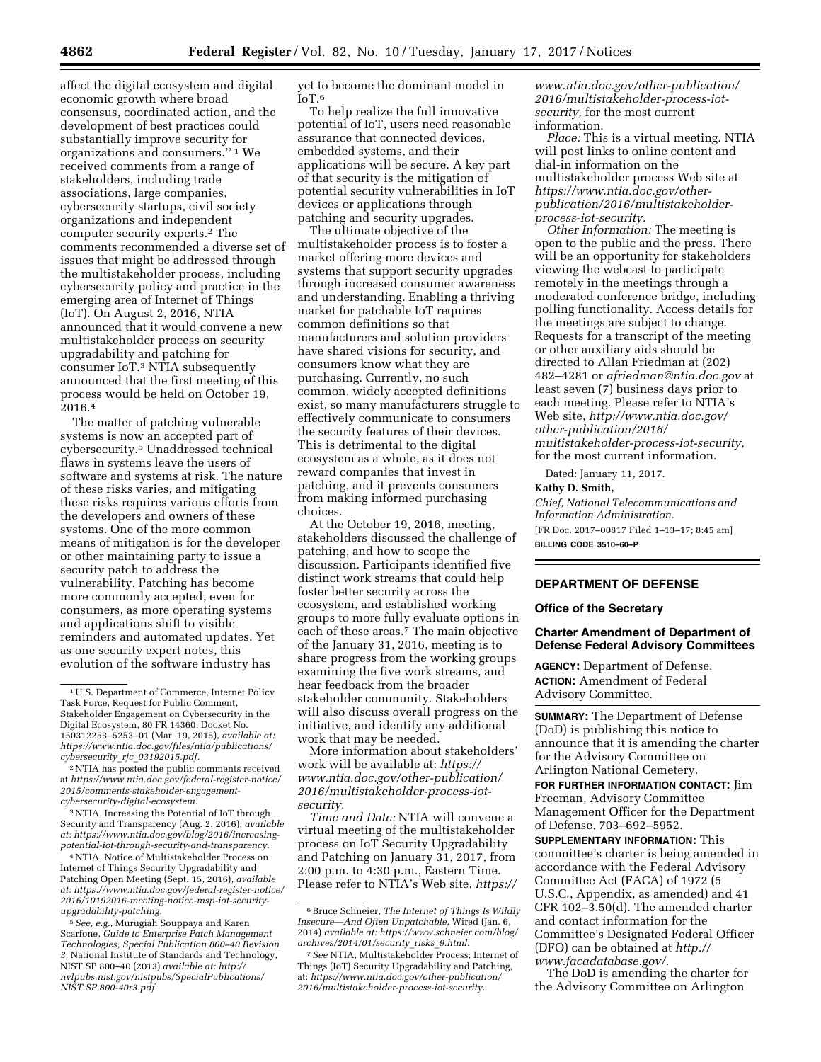affect the digital ecosystem and digital economic growth where broad consensus, coordinated action, and the development of best practices could substantially improve security for organizations and consumers.''[1] We received comments from a range of stakeholders, including trade associations, large companies, cybersecurity startups, civil society organizations and independent computer security experts.[2] The comments recommended a diverse set of issues that might be addressed through the multistakeholder process, including cybersecurity policy and practice in the emerging area of Internet of Things (IoT). On August 2, 2016, NTIA announced that it would convene a new multistakeholder process on security upgradability and patching for consumer IoT.[3] NTIA subsequently announced that the first meeting of this process would be held on October 19, 2016.[4]

The matter of patching vulnerable systems is now an accepted part of cybersecurity.[5] Unaddressed technical flaws in systems leave the users of software and systems at risk. The nature of these risks varies, and mitigating these risks requires various efforts from the developers and owners of these systems. One of the more common means of mitigation is for the developer or other maintaining party to issue a security patch to address the vulnerability. Patching has become more commonly accepted, even for consumers, as more operating systems and applications shift to visible reminders and automated updates. Yet as one security expert notes, this evolution of the software industry has yet to become the dominant model in IoT.[6]

To help realize the full innovative potential of IoT, users need reasonable assurance that connected devices, embedded systems, and their applications will be secure. A key part of that security is the mitigation of potential security vulnerabilities in IoT devices or applications through patching and security upgrades.

The ultimate objective of the multistakeholder process is to foster a market offering more devices and systems that support security upgrades through increased consumer awareness and understanding. Enabling a thriving market for patchable IoT requires common definitions so that manufacturers and solution providers have shared visions for security, and consumers know what they are purchasing. Currently, no such common, widely accepted definitions exist, so many manufacturers struggle to effectively communicate to consumers the security features of their devices. This is detrimental to the digital ecosystem as a whole, as it does not reward companies that invest in patching, and it prevents consumers from making informed purchasing choices.

At the October 19, 2016, meeting, stakeholders discussed the challenge of patching, and how to scope the discussion. Participants identified five distinct work streams that could help foster better security across the ecosystem, and established working groups to more fully evaluate options in each of these areas.[7] The main objective of the January 31, 2016, meeting is to share progress from the working groups examining the five work streams, and hear feedback from the broader stakeholder community. Stakeholders will also discuss overall progress on the initiative, and identify any additional work that may be needed.

More information about stakeholders' work will be available at: *https://www.ntia.doc.gov/other-publication/2016/multistakeholder-process-iot-security.*

*Time and Date:* NTIA will convene a virtual meeting of the multistakeholder process on IoT Security Upgradability and Patching on January 31, 2017, from 2:00 p.m. to 4:30 p.m., Eastern Time. Please refer to NTIA's Web site, *https://www.ntia.doc.gov/other-publication/2016/multistakeholder-process-iot-security,* for the most current information.

*Place:* This is a virtual meeting. NTIA will post links to online content and dial-in information on the multistakeholder process Web site at *https://www.ntia.doc.gov/other-publication/2016/multistakeholder-process-iot-security.*

*Other Information:* The meeting is open to the public and the press. There will be an opportunity for stakeholders viewing the webcast to participate remotely in the meetings through a moderated conference bridge, including polling functionality. Access details for the meetings are subject to change. Requests for a transcript of the meeting or other auxiliary aids should be directed to Allan Friedman at (202) 482–4281 or *afriedman@ntia.doc.gov* at least seven (7) business days prior to each meeting. Please refer to NTIA's Web site, *http://www.ntia.doc.gov/other-publication/2016/multistakeholder-process-iot-security,* for the most current information.

Dated: January 11, 2017.

**Kathy D. Smith,**

*Chief, National Telecommunications and Information Administration.*

[FR Doc. 2017–00817 Filed 1–13–17; 8:45 am]

**BILLING CODE 3510–60–P**

---

[1] U.S. Department of Commerce, Internet Policy Task Force, Request for Public Comment, Stakeholder Engagement on Cybersecurity in the Digital Ecosystem, 80 FR 14360, Docket No. 150312253–5253–01 (Mar. 19, 2015), *available at: https://www.ntia.doc.gov/files/ntia/publications/cybersecurity_rfc_03192015.pdf.*

[2] NTIA has posted the public comments received at *https://www.ntia.doc.gov/federal-register-notice/2015/comments-stakeholder-engagement-cybersecurity-digital-ecosystem.*

[3] NTIA, Increasing the Potential of IoT through Security and Transparency (Aug. 2, 2016), *available at: https://www.ntia.doc.gov/blog/2016/increasing-potential-iot-through-security-and-transparency.*

[4] NTIA, Notice of Multistakeholder Process on Internet of Things Security Upgradability and Patching Open Meeting (Sept. 15, 2016), *available at: https://www.ntia.doc.gov/federal-register-notice/2016/10192016-meeting-notice-msp-iot-security-upgradability-patching.*

[5] *See, e.g.,* Murugiah Souppaya and Karen Scarfone, *Guide to Enterprise Patch Management Technologies, Special Publication 800–40 Revision 3,* National Institute of Standards and Technology, NIST SP 800–40 (2013) *available at: http://nvlpubs.nist.gov/nistpubs/SpecialPublications/NIST.SP.800-40r3.pdf.*

[6] Bruce Schneier, *The Internet of Things Is Wildly Insecure—And Often Unpatchable,* Wired (Jan. 6, 2014) *available at: https://www.schneier.com/blog/archives/2014/01/security_risks_9.html.*

[7] *See* NTIA, Multistakeholder Process; Internet of Things (IoT) Security Upgradability and Patching, at: *https://www.ntia.doc.gov/other-publication/2016/multistakeholder-process-iot-security.*

---

## DEPARTMENT OF DEFENSE

### Office of the Secretary

### Charter Amendment of Department of Defense Federal Advisory Committees

**AGENCY:** Department of Defense.

**ACTION:** Amendment of Federal Advisory Committee.

**SUMMARY:** The Department of Defense (DoD) is publishing this notice to announce that it is amending the charter for the Advisory Committee on Arlington National Cemetery.

**FOR FURTHER INFORMATION CONTACT:** Jim Freeman, Advisory Committee Management Officer for the Department of Defense, 703–692–5952.

**SUPPLEMENTARY INFORMATION:** This committee's charter is being amended in accordance with the Federal Advisory Committee Act (FACA) of 1972 (5 U.S.C., Appendix, as amended) and 41 CFR 102–3.50(d). The amended charter and contact information for the Committee's Designated Federal Officer (DFO) can be obtained at *http://www.facadatabase.gov/.*

The DoD is amending the charter for the Advisory Committee on Arlington